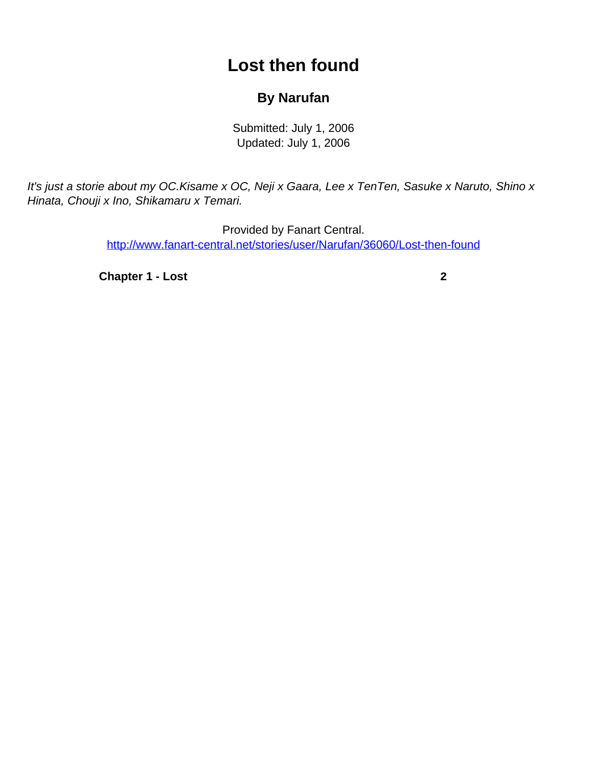# Lost then found

### By Narufan

Submitted: July 1, 2006
Updated: July 1, 2006

*It's just a storie about my OC.Kisame x OC, Neji x Gaara, Lee x TenTen, Sasuke x Naruto, Shino x Hinata, Chouji x Ino, Shikamaru x Temari.*

Provided by Fanart Central.
http://www.fanart-central.net/stories/user/Narufan/36060/Lost-then-found

**Chapter 1 - Lost** **2**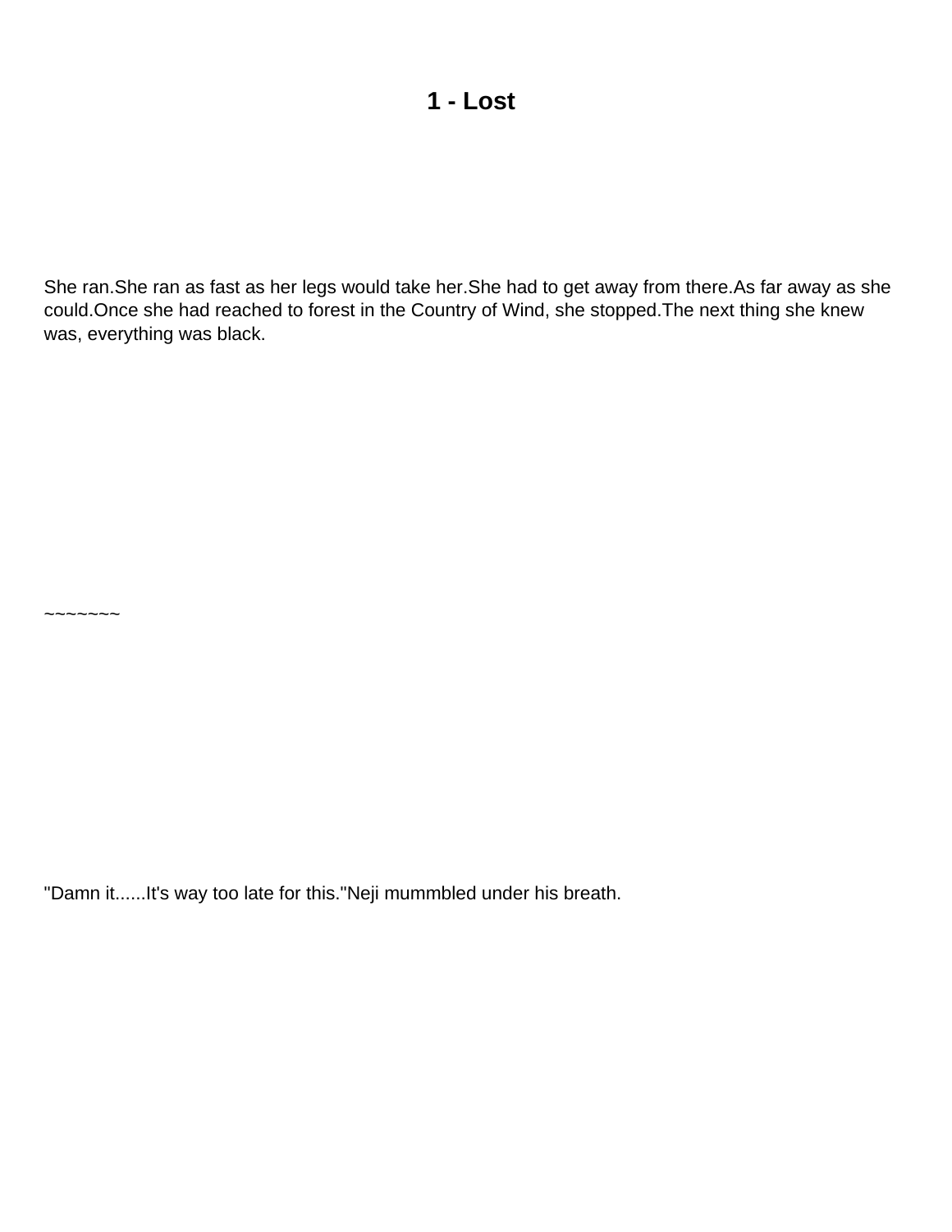# 1 - Lost

She ran.She ran as fast as her legs would take her.She had to get away from there.As far away as she could.Once she had reached to forest in the Country of Wind, she stopped.The next thing she knew was, everything was black.

~~~~~~~

"Damn it......It's way too late for this."Neji mummbled under his breath.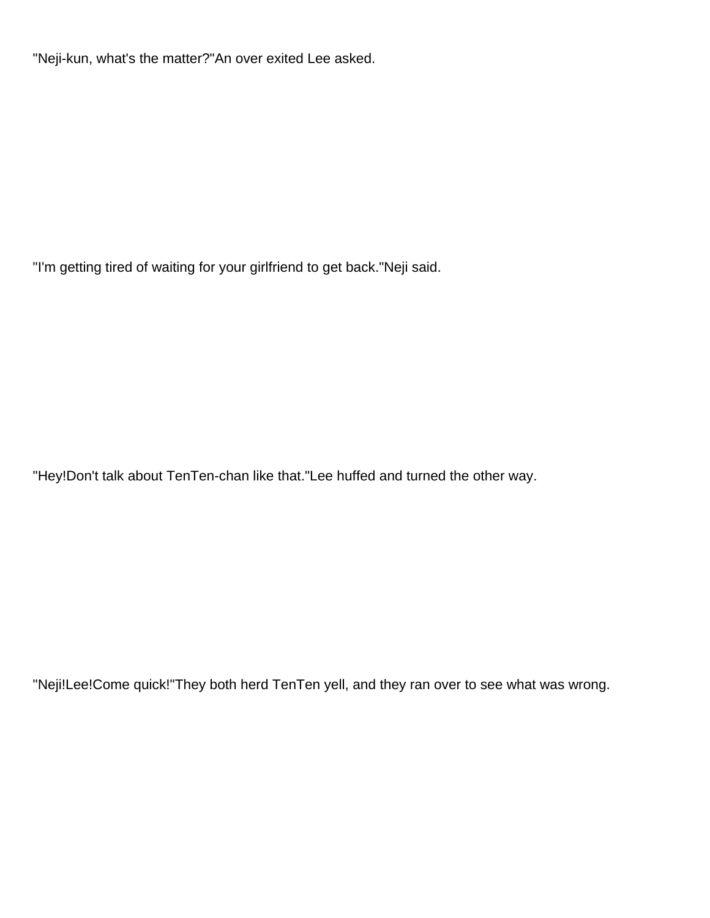"Neji-kun, what's the matter?"An over exited Lee asked.

"I'm getting tired of waiting for your girlfriend to get back."Neji said.

"Hey!Don't talk about TenTen-chan like that."Lee huffed and turned the other way.

"Neji!Lee!Come quick!"They both herd TenTen yell, and they ran over to see what was wrong.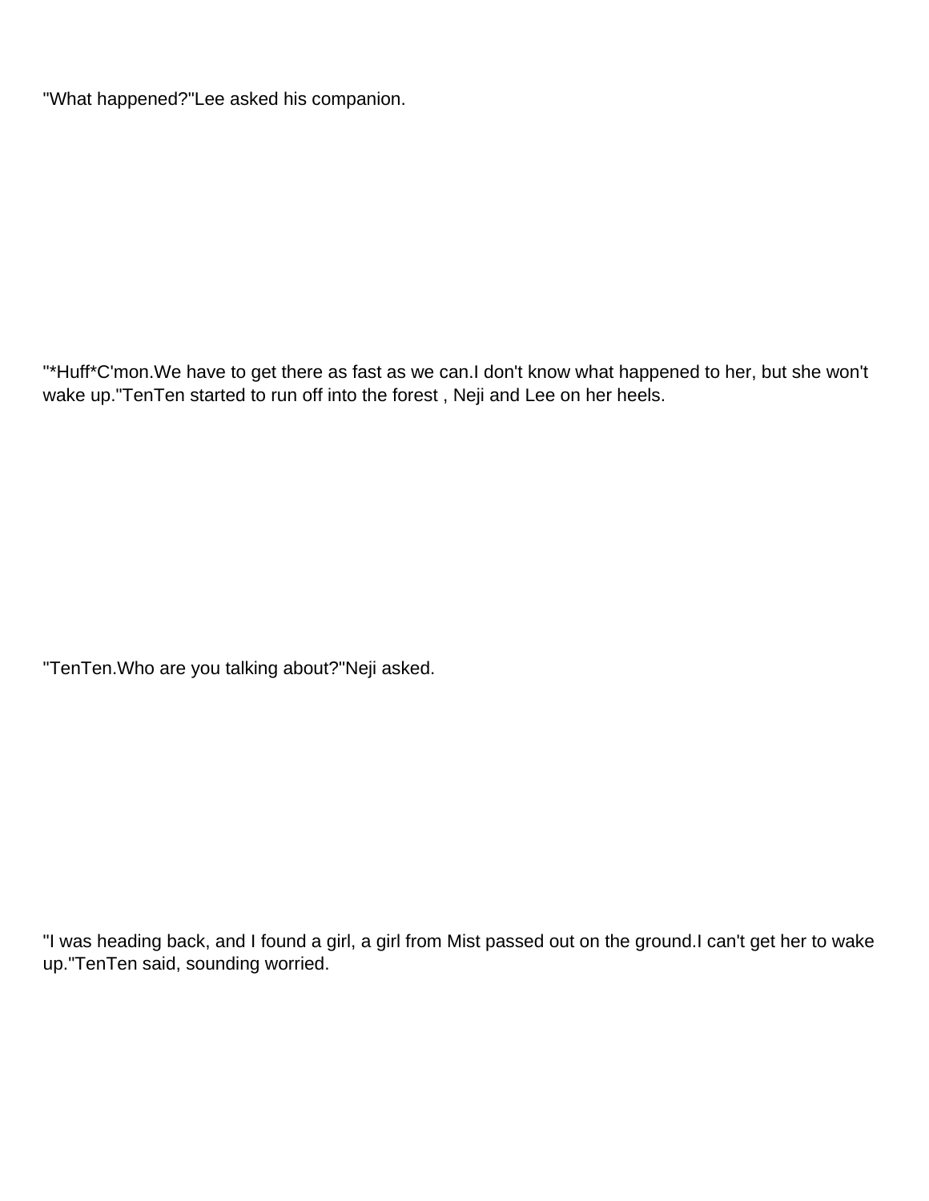"What happened?"Lee asked his companion.

"*Huff*C'mon.We have to get there as fast as we can.I don't know what happened to her, but she won't wake up."TenTen started to run off into the forest , Neji and Lee on her heels.

"TenTen.Who are you talking about?"Neji asked.

"I was heading back, and I found a girl, a girl from Mist passed out on the ground.I can't get her to wake up."TenTen said, sounding worried.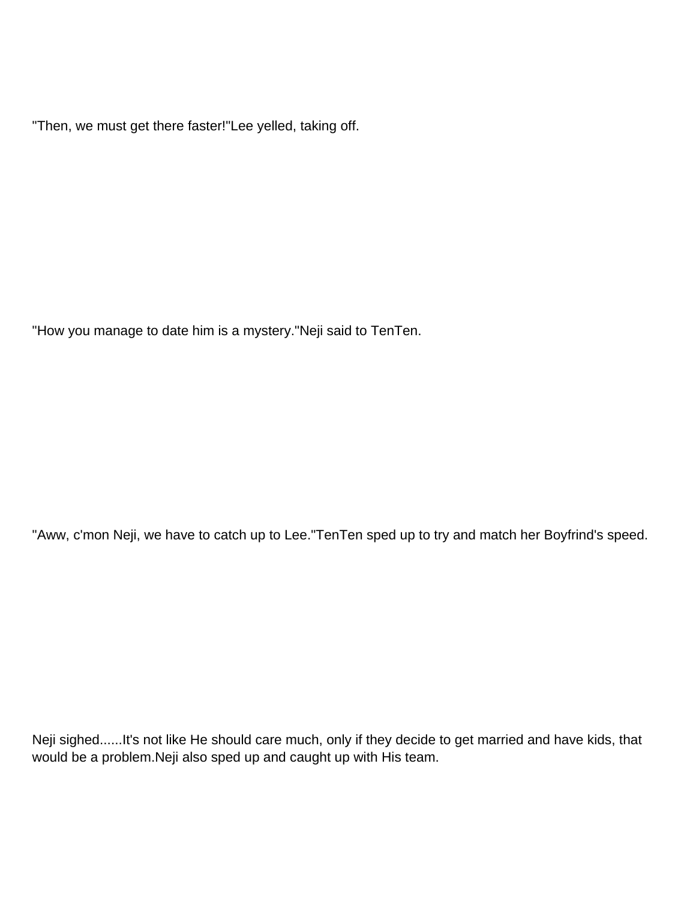"Then, we must get there faster!"Lee yelled, taking off.

"How you manage to date him is a mystery."Neji said to TenTen.

"Aww, c'mon Neji, we have to catch up to Lee."TenTen sped up to try and match her Boyfrind's speed.

Neji sighed......It's not like He should care much, only if they decide to get married and have kids, that would be a problem.Neji also sped up and caught up with His team.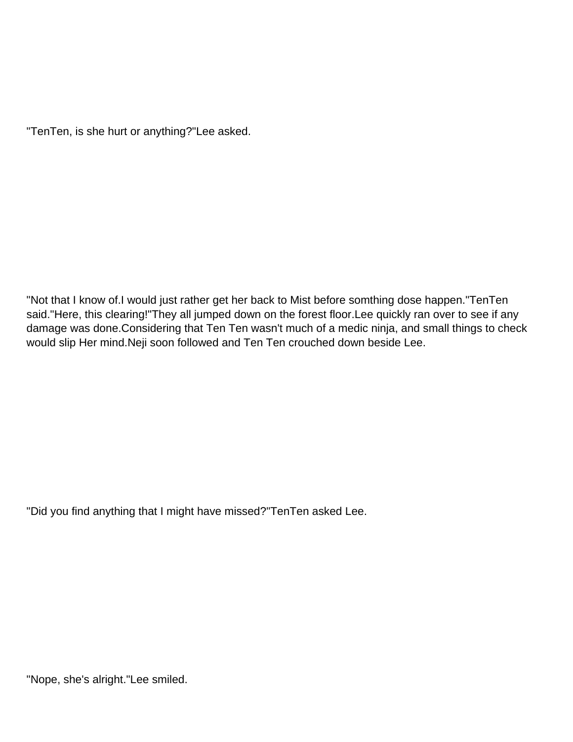"TenTen, is she hurt or anything?"Lee asked.

"Not that I know of.I would just rather get her back to Mist before somthing dose happen."TenTen said."Here, this clearing!"They all jumped down on the forest floor.Lee quickly ran over to see if any damage was done.Considering that Ten Ten wasn't much of a medic ninja, and small things to check would slip Her mind.Neji soon followed and Ten Ten crouched down beside Lee.

"Did you find anything that I might have missed?"TenTen asked Lee.

"Nope, she's alright."Lee smiled.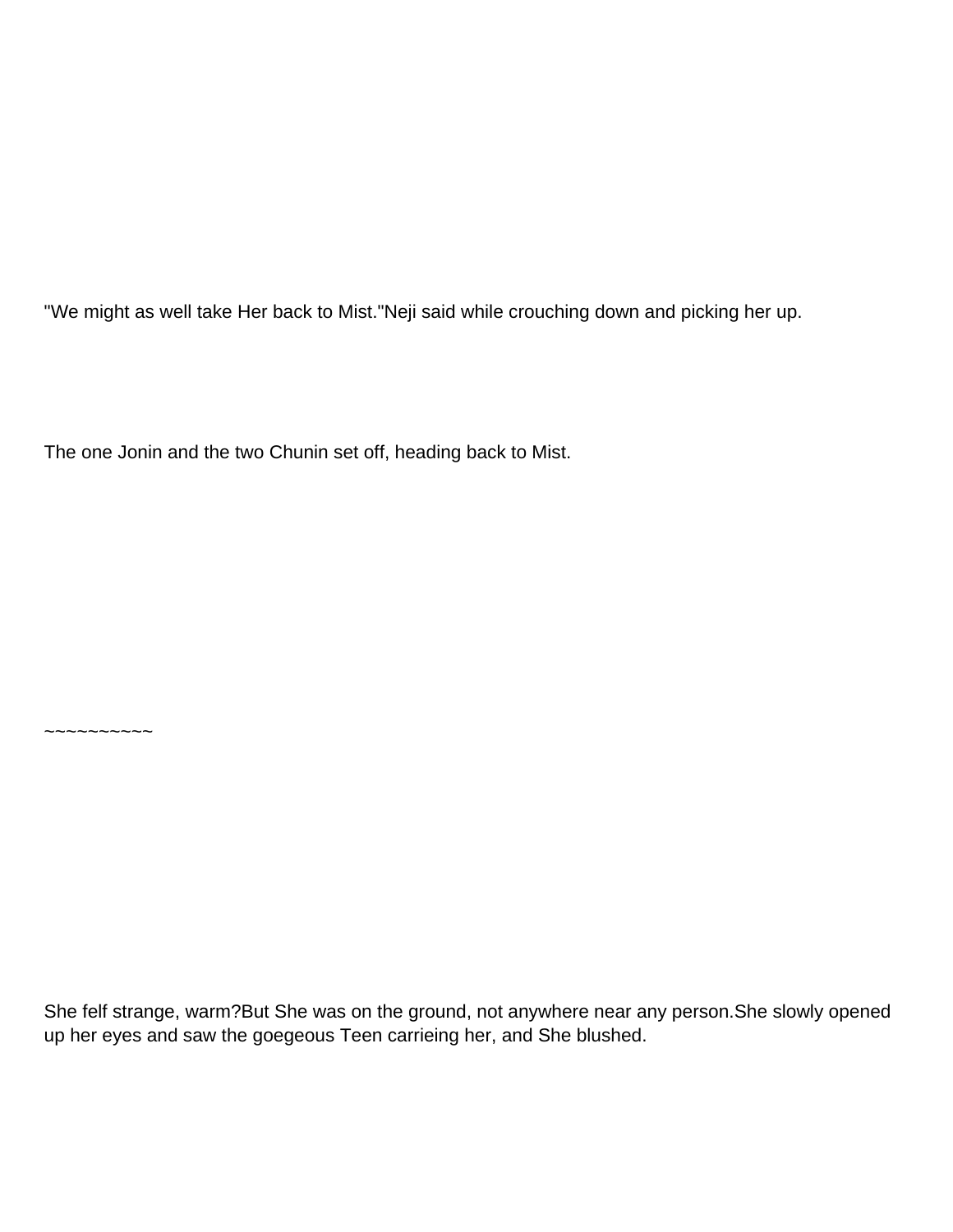"We might as well take Her back to Mist."Neji said while crouching down and picking her up.

The one Jonin and the two Chunin set off, heading back to Mist.

~~~~~~~~~~

She felf strange, warm?But She was on the ground, not anywhere near any person.She slowly opened up her eyes and saw the goegeous Teen carrieing her, and She blushed.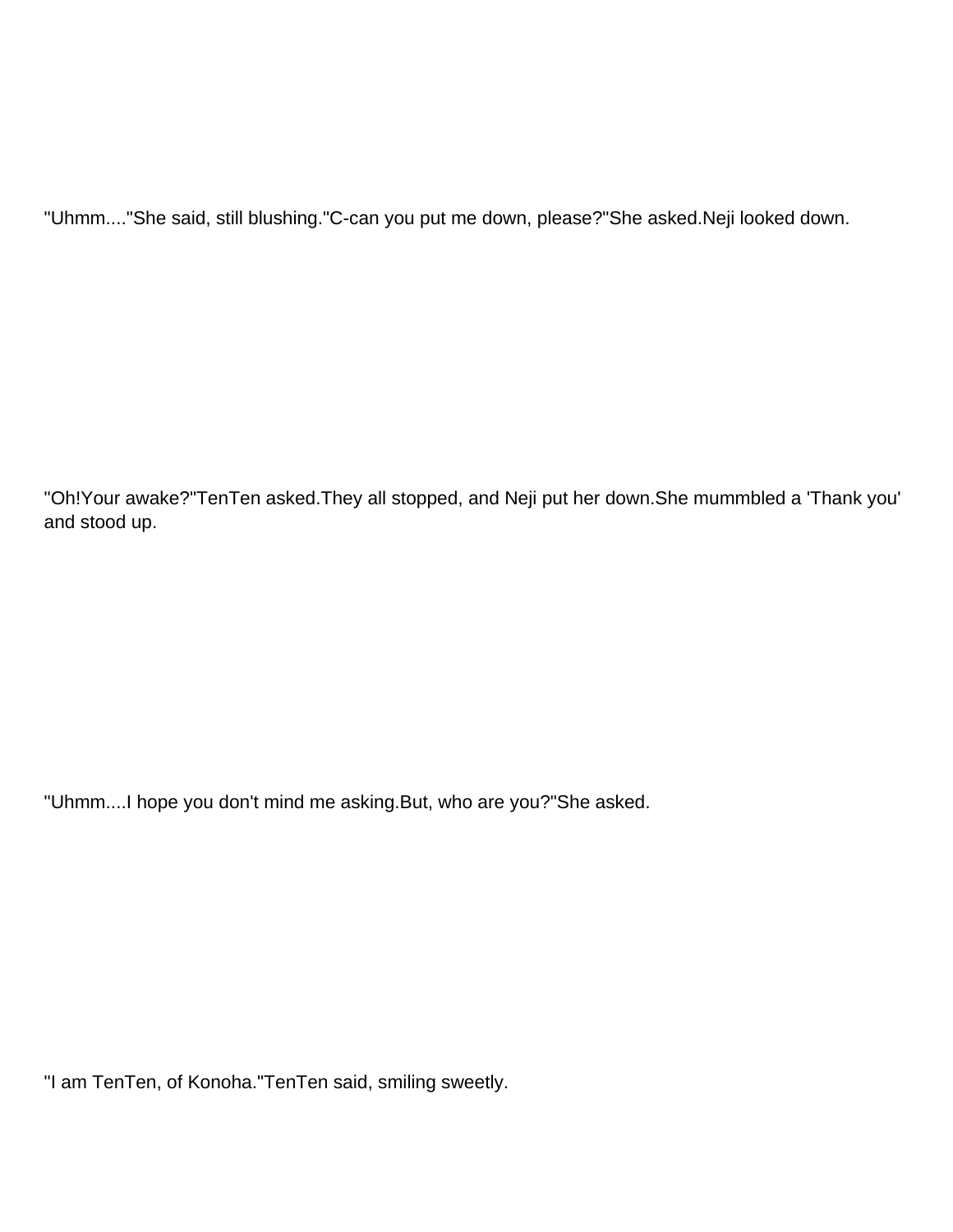"Uhmm...."She said, still blushing."C-can you put me down, please?"She asked.Neji looked down.

"Oh!Your awake?"TenTen asked.They all stopped, and Neji put her down.She mummbled a 'Thank you' and stood up.

"Uhmm....I hope you don't mind me asking.But, who are you?"She asked.

"I am TenTen, of Konoha."TenTen said, smiling sweetly.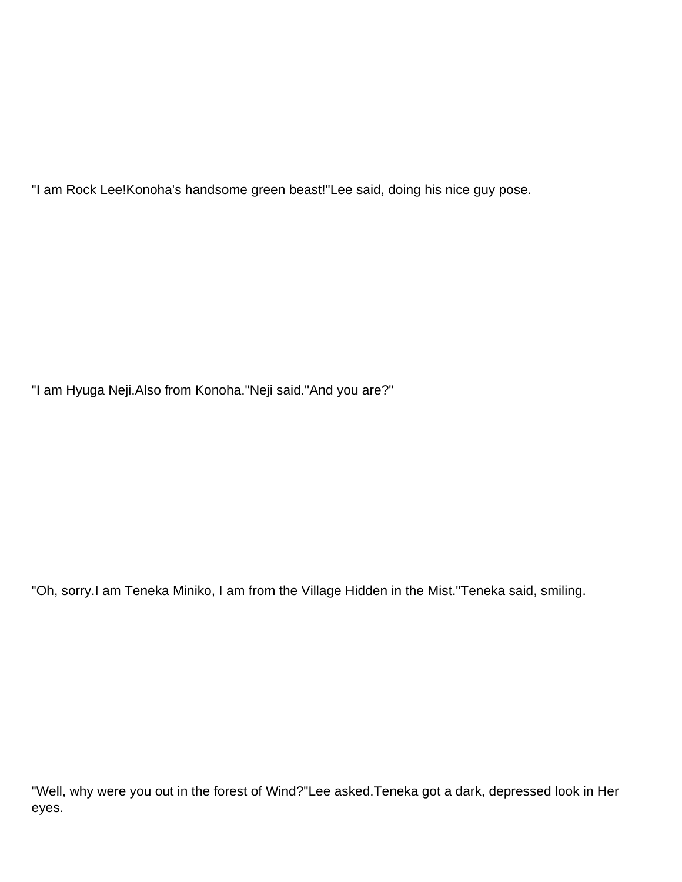"I am Rock Lee!Konoha's handsome green beast!"Lee said, doing his nice guy pose.

"I am Hyuga Neji.Also from Konoha."Neji said."And you are?"

"Oh, sorry.I am Teneka Miniko, I am from the Village Hidden in the Mist."Teneka said, smiling.

"Well, why were you out in the forest of Wind?"Lee asked.Teneka got a dark, depressed look in Her eyes.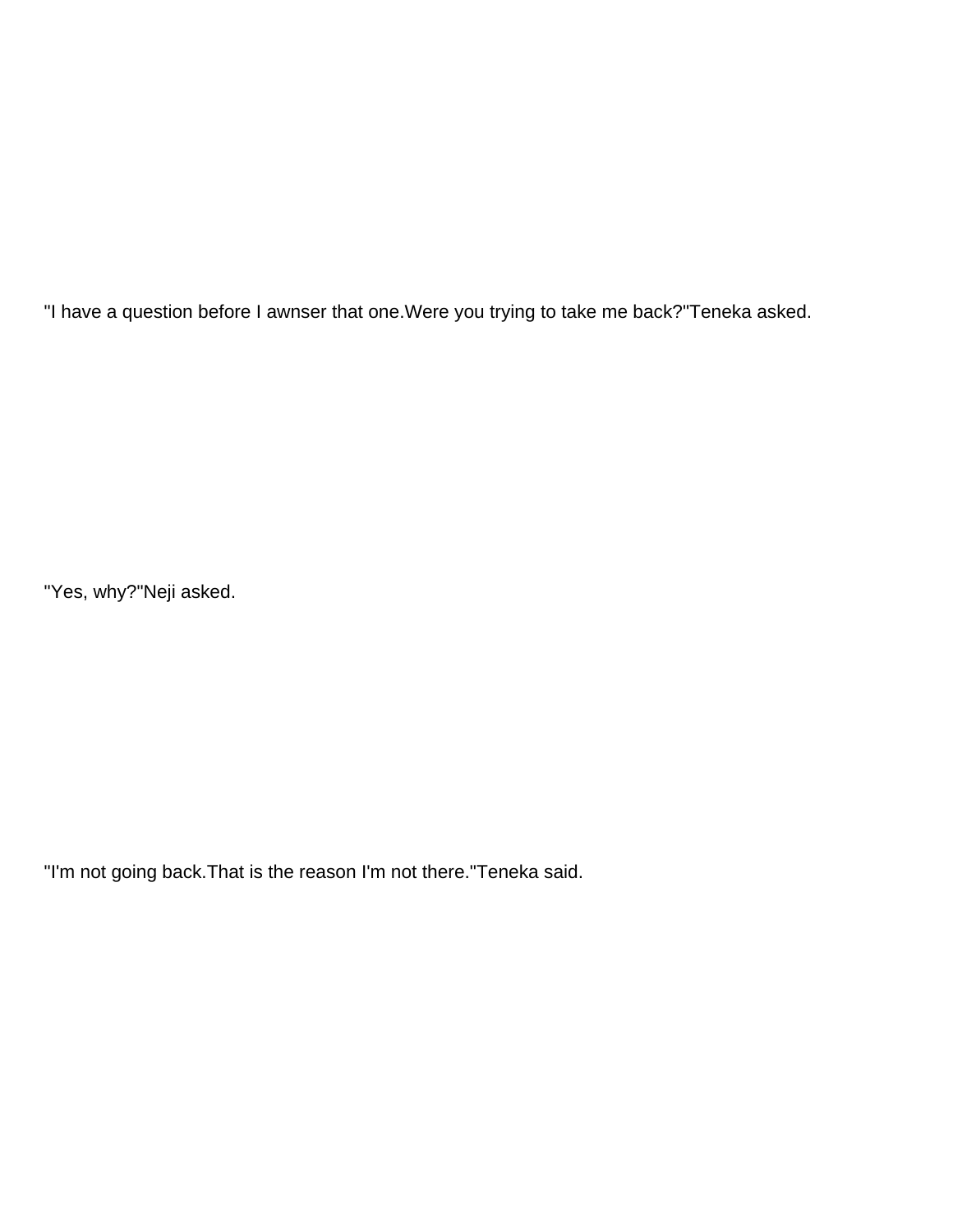"I have a question before I awnser that one.Were you trying to take me back?"Teneka asked.

"Yes, why?"Neji asked.

"I'm not going back.That is the reason I'm not there."Teneka said.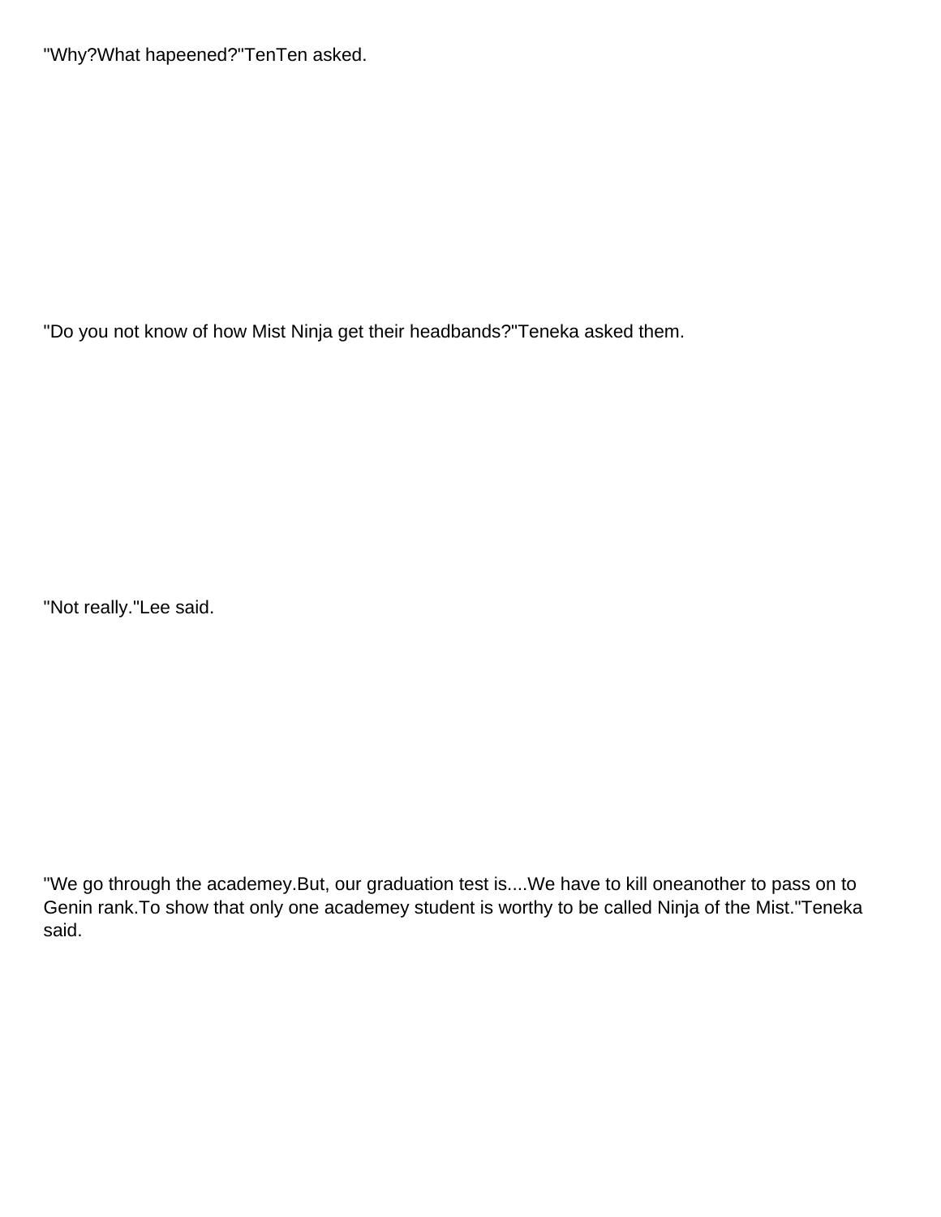"Why?What hapeened?"TenTen asked.

"Do you not know of how Mist Ninja get their headbands?"Teneka asked them.

"Not really."Lee said.

"We go through the academey.But, our graduation test is....We have to kill oneanother to pass on to Genin rank.To show that only one academey student is worthy to be called Ninja of the Mist."Teneka said.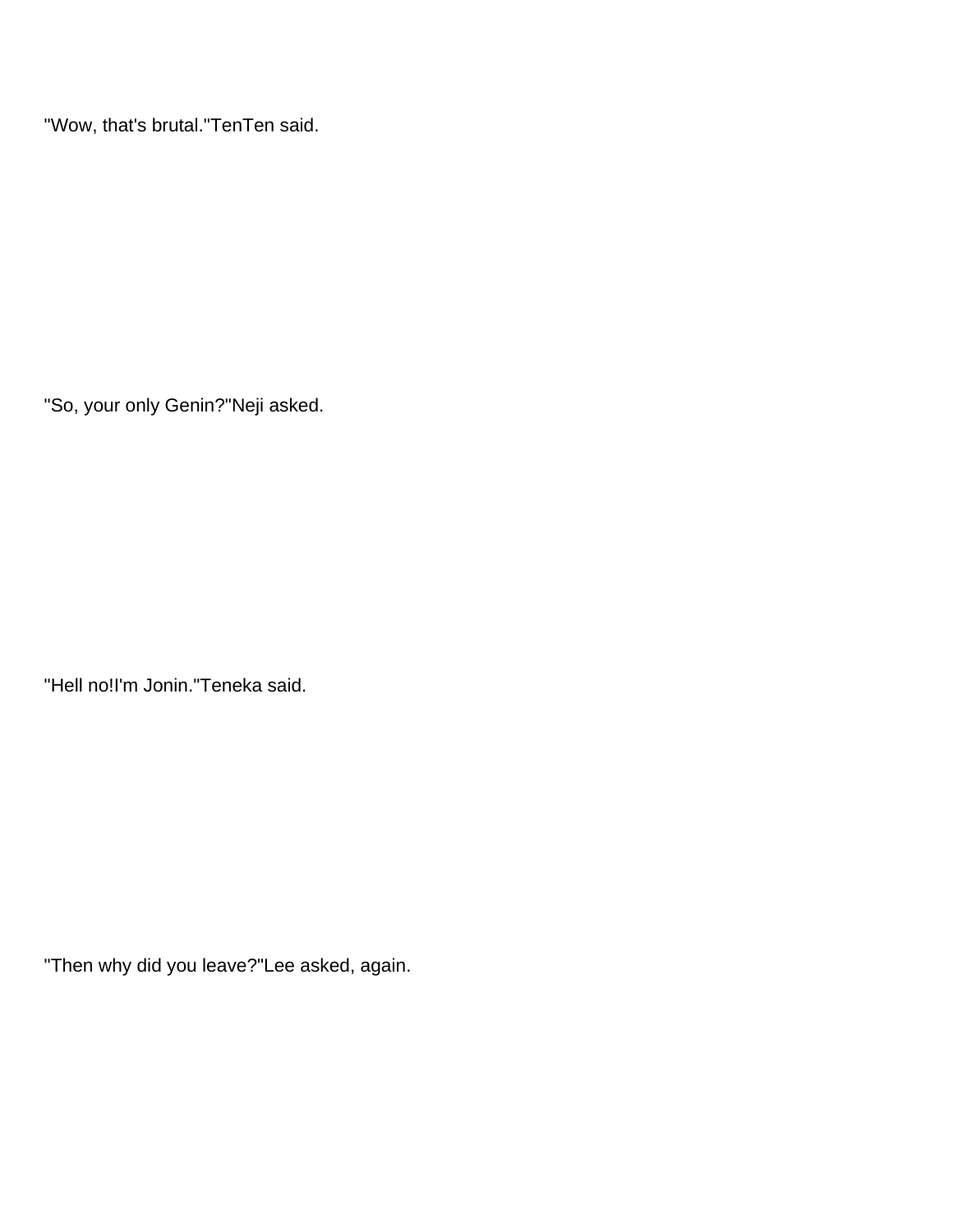"Wow, that's brutal."TenTen said.

"So, your only Genin?"Neji asked.

"Hell no!I'm Jonin."Teneka said.

"Then why did you leave?"Lee asked, again.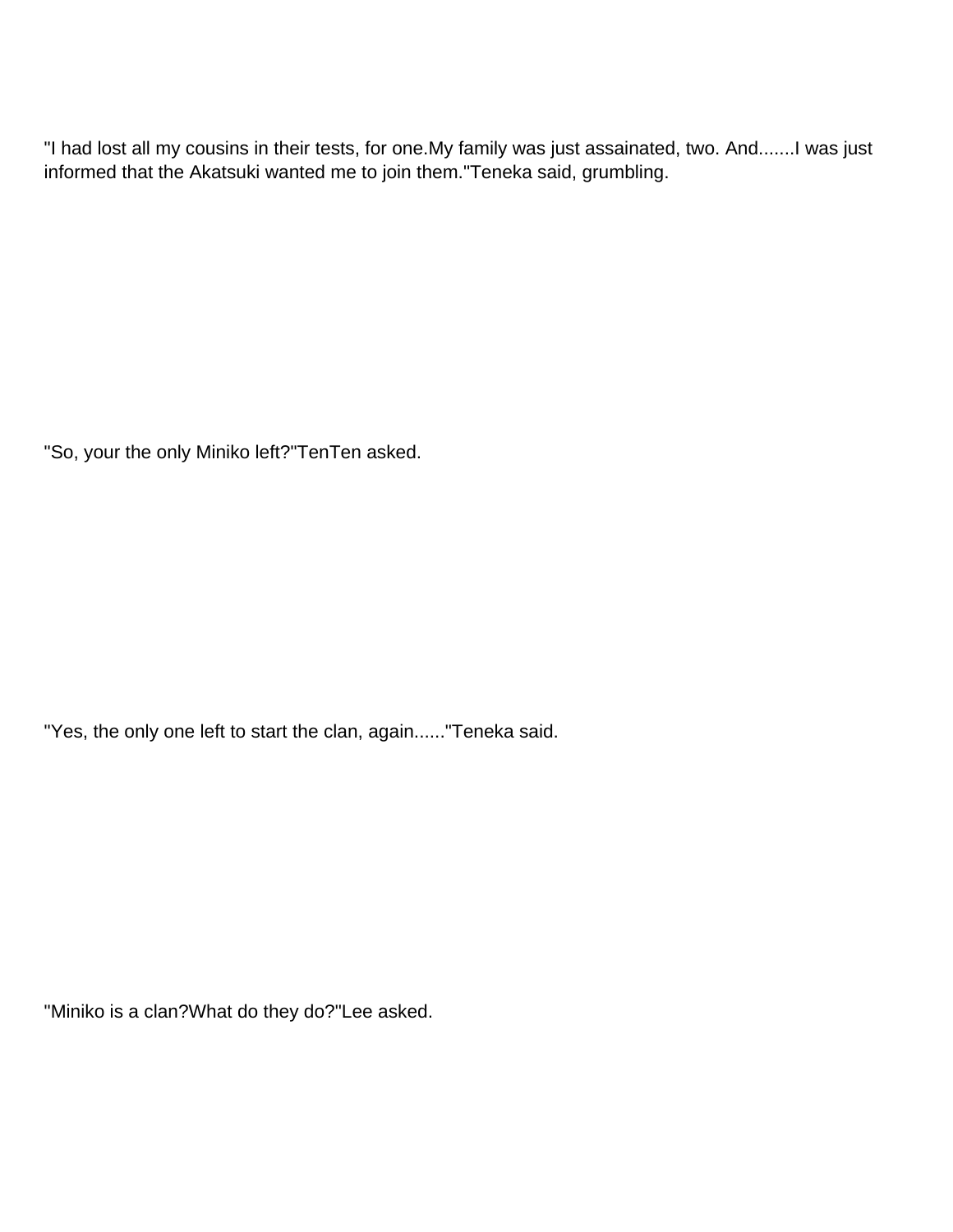"I had lost all my cousins in their tests, for one.My family was just assainated, two. And.......I was just informed that the Akatsuki wanted me to join them."Teneka said, grumbling.

"So, your the only Miniko left?"TenTen asked.

"Yes, the only one left to start the clan, again......"Teneka said.

"Miniko is a clan?What do they do?"Lee asked.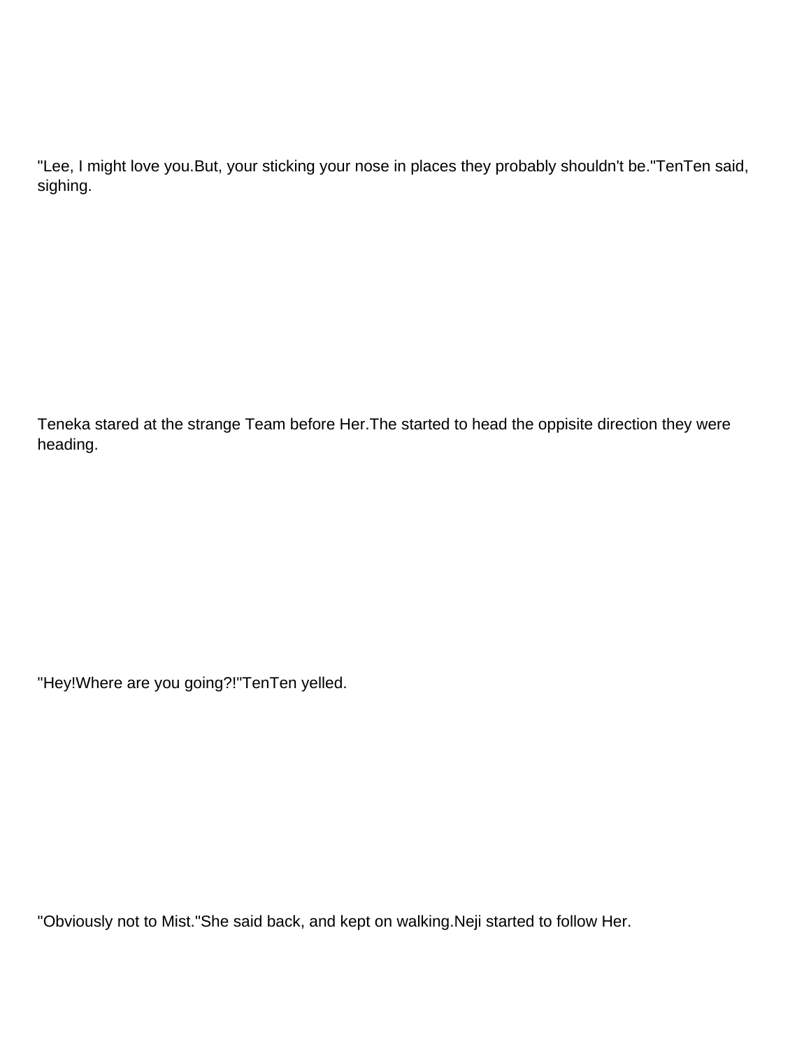"Lee, I might love you.But, your sticking your nose in places they probably shouldn't be."TenTen said, sighing.

Teneka stared at the strange Team before Her.The started to head the oppisite direction they were heading.

"Hey!Where are you going?!"TenTen yelled.

"Obviously not to Mist."She said back, and kept on walking.Neji started to follow Her.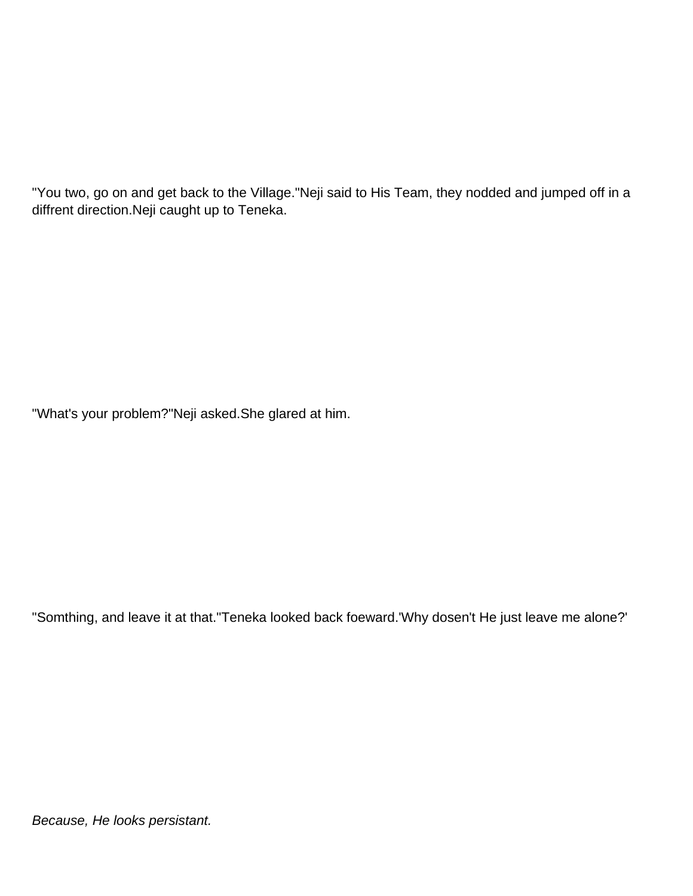"You two, go on and get back to the Village."Neji said to His Team, they nodded and jumped off in a diffrent direction.Neji caught up to Teneka.

"What's your problem?"Neji asked.She glared at him.

"Somthing, and leave it at that."Teneka looked back foeward.'Why dosen't He just leave me alone?'

*Because, He looks persistant.*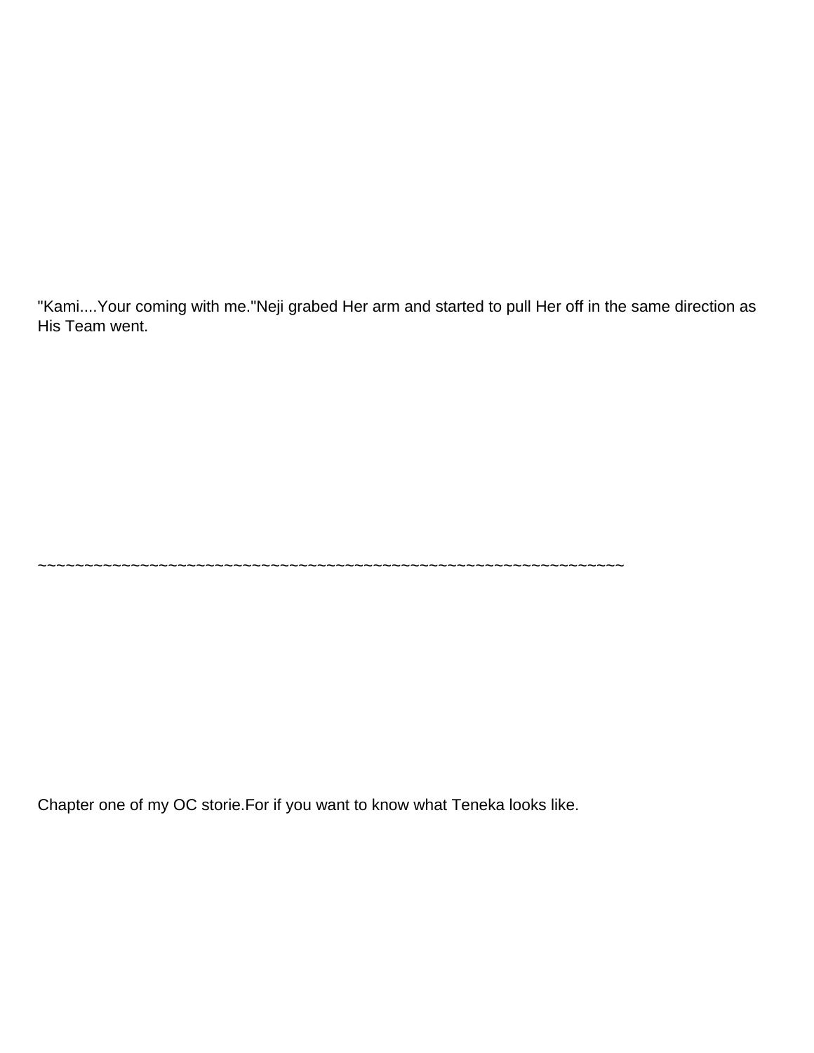"Kami....Your coming with me."Neji grabed Her arm and started to pull Her off in the same direction as His Team went.

~~~~~~~~~~~~~~~~~~~~~~~~~~~~~~~~~~~~~~~~~~~~~~~~~~~~~~~~~~~~~~~~

Chapter one of my OC storie.For if you want to know what Teneka looks like.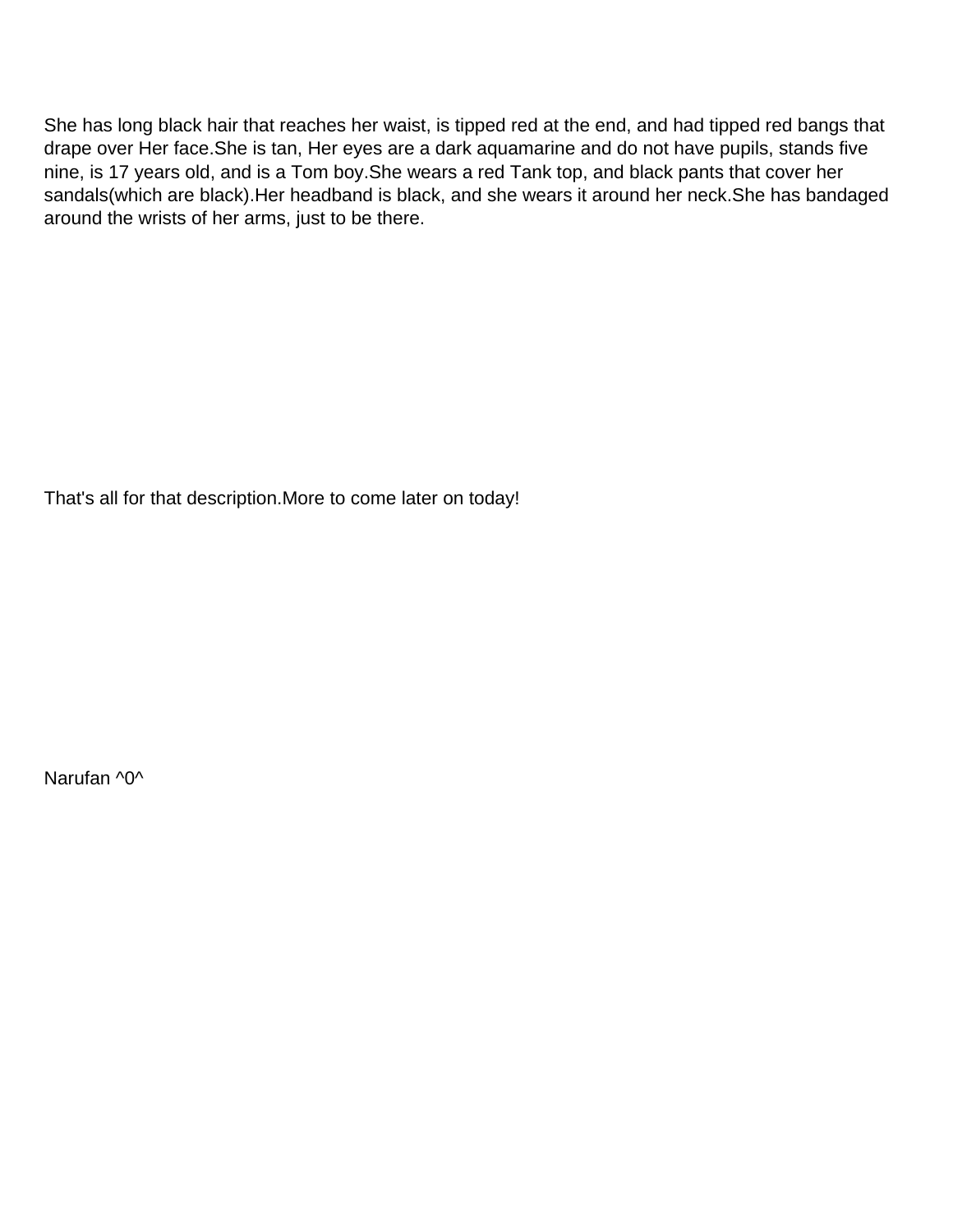She has long black hair that reaches her waist, is tipped red at the end, and had tipped red bangs that drape over Her face.She is tan, Her eyes are a dark aquamarine and do not have pupils, stands five nine, is 17 years old, and is a Tom boy.She wears a red Tank top, and black pants that cover her sandals(which are black).Her headband is black, and she wears it around her neck.She has bandaged around the wrists of her arms, just to be there.

That's all for that description.More to come later on today!

Narufan ^0^